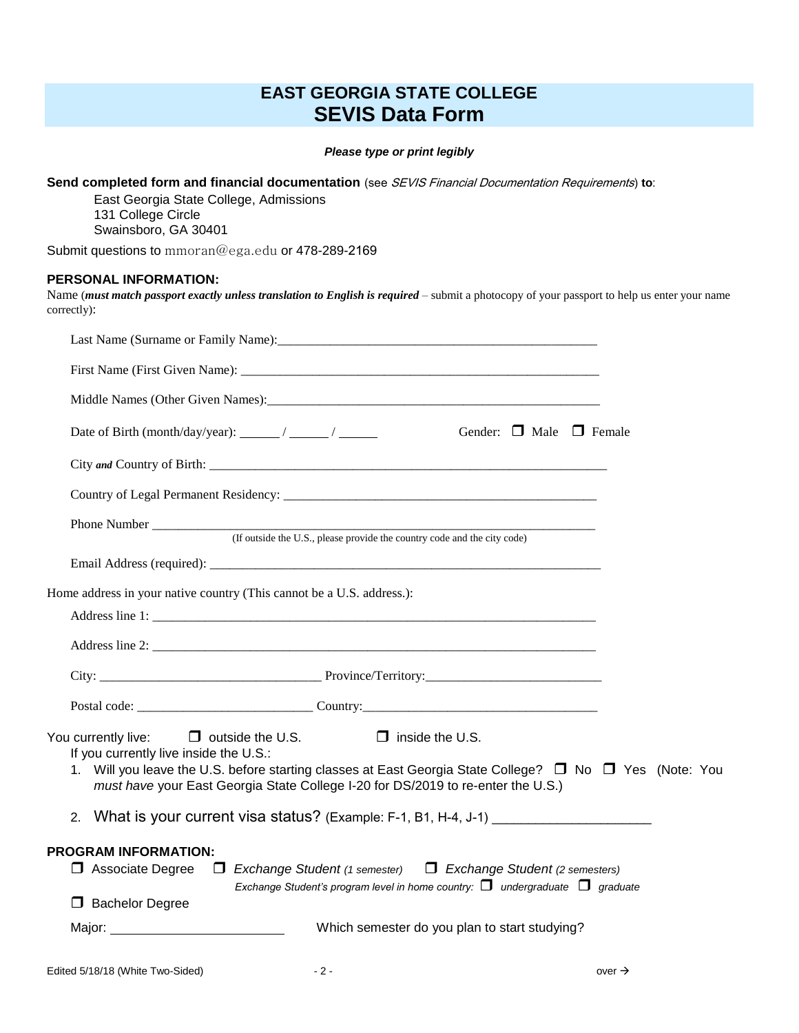# EAST GEORGIA STATE COLLEGE
# SEVIS Data Form

***Please type or print legibly***

**Send completed form and financial documentation** (see *SEVIS Financial Documentation Requirements*) **to**:

East Georgia State College, Admissions
131 College Circle
Swainsboro, GA 30401

Submit questions to mmoran@ega.edu or 478-289-2169

**PERSONAL INFORMATION:**

Name (***must match passport exactly unless translation to English is required*** – submit a photocopy of your passport to help us enter your name correctly):

Last Name (Surname or Family Name):_______________________________________________

First Name (First Given Name): ____________________________________________________

Middle Names (Other Given Names):_________________________________________________

Date of Birth (month/day/year): ______ / ______ / ______ Gender: ☐ Male ☐ Female

City ***and*** Country of Birth: _________________________________________________________

Country of Legal Permanent Residency: ______________________________________________

Phone Number ___________________________________________________________________
(If outside the U.S., please provide the country code and the city code)

Email Address (required): _________________________________________________________

Home address in your native country (This cannot be a U.S. address.):

Address line 1: _________________________________________________________________

Address line 2: _________________________________________________________________

City: ________________________________ Province/Territory:__________________________

Postal code: __________________________ Country:___________________________________

You currently live: ☐ outside the U.S. ☐ inside the U.S.

If you currently live inside the U.S.:

1. Will you leave the U.S. before starting classes at East Georgia State College? ☐ No ☐ Yes (Note: You *must have* your East Georgia State College I-20 for DS/2019 to re-enter the U.S.)
2. What is your current visa status? (Example: F-1, B1, H-4, J-1) _____________________

**PROGRAM INFORMATION:**

☐ Associate Degree ☐ *Exchange Student (1 semester)* ☐ *Exchange Student (2 semesters)*

*Exchange Student's program level in home country:* ☐ *undergraduate* ☐ *graduate*

☐ Bachelor Degree

Major: ________________________ Which semester do you plan to start studying?

Edited 5/18/18 (White Two-Sided) over →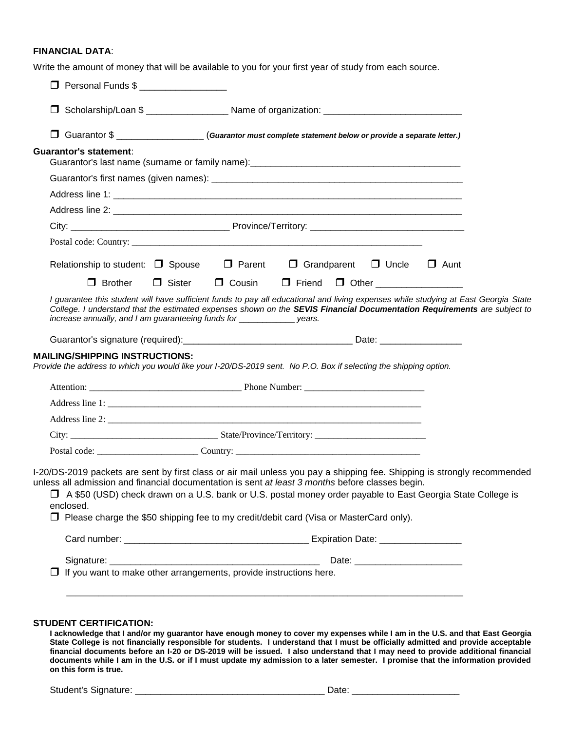**FINANCIAL DATA**:

Write the amount of money that will be available to you for your first year of study from each source.

❒ Personal Funds $ _________________

❒ Scholarship/Loan $ ________________ Name of organization: ___________________________

❒ Guarantor $ _________________ (***Guarantor must complete statement below or provide a separate letter.)***

**Guarantor's statement**:

Guarantor's last name (surname or family name):_________________________________________

Guarantor's first names (given names): _________________________________________________

Address line 1: _______________________________________________________________________

Address line 2: _______________________________________________________________________

City: _______________________________ Province/Territory: ______________________________

Postal code: Country: _________________________________________________________________

Relationship to student: ❒ Spouse ❒ Parent ❒ Grandparent ❒ Uncle ❒ Aunt

❒ Brother ❒ Sister ❒ Cousin ❒ Friend ❒ Other _________________

*I guarantee this student will have sufficient funds to pay all educational and living expenses while studying at East Georgia State College. I understand that the estimated expenses shown on the **SEVIS Financial Documentation Requirements** are subject to increase annually, and I am guaranteeing funds for ____________ years.*

Guarantor's signature (required):_________________________________ Date: ________________

**MAILING/SHIPPING INSTRUCTIONS:**

*Provide the address to which you would like your I-20/DS-2019 sent. No P.O. Box if selecting the shipping option.*

Attention: _________________________________ Phone Number: __________________________

Address line 1: _______________________________________________________________________

Address line 2: _______________________________________________________________________

City: ________________________________ State/Province/Territory: ________________________

Postal code: ______________________ Country: _________________________________________

I-20/DS-2019 packets are sent by first class or air mail unless you pay a shipping fee. Shipping is strongly recommended unless all admission and financial documentation is sent *at least 3 months* before classes begin.

❒ A $50 (USD) check drawn on a U.S. bank or U.S. postal money order payable to East Georgia State College is enclosed.

❒ Please charge the $50 shipping fee to my credit/debit card (Visa or MasterCard only).

Card number: ____________________________________ Expiration Date: ________________

Signature: _________________________________________ Date: _____________________

❒ If you want to make other arrangements, provide instructions here.

_______________________________________________________________________________

**STUDENT CERTIFICATION:**

**I acknowledge that I and/or my guarantor have enough money to cover my expenses while I am in the U.S. and that East Georgia State College is not financially responsible for students. I understand that I must be officially admitted and provide acceptable financial documents before an I-20 or DS-2019 will be issued. I also understand that I may need to provide additional financial documents while I am in the U.S. or if I must update my admission to a later semester. I promise that the information provided on this form is true.**

Student's Signature: ____________________________________ Date: _____________________